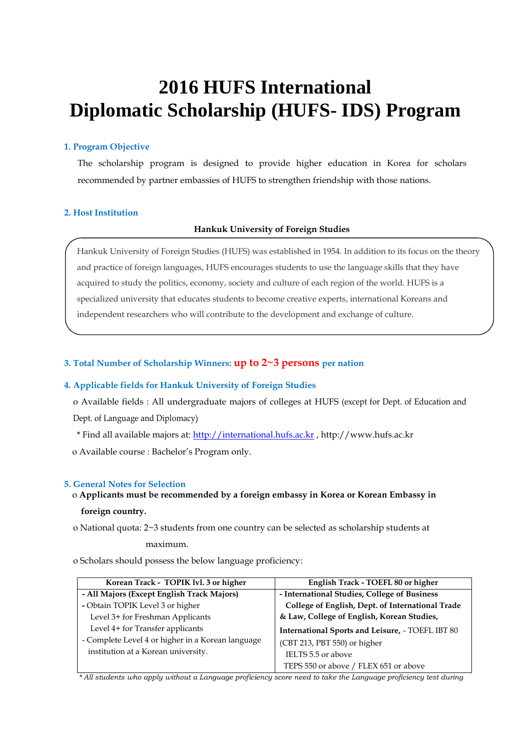# 2016 HUFS International Diplomatic Scholarship (HUFS- IDS) Program

## 1. Program Objective

The scholarship program is designed to provide higher education in Korea for scholars recommended by partner embassies of HUFS to strengthen friendship with those nations.

## 2. Host Institution

**Hankuk University of Foreign Studies**

Hankuk University of Foreign Studies (HUFS) was established in 1954. In addition to its focus on the theory and practice of foreign languages, HUFS encourages students to use the language skills that they have acquired to study the politics, economy, society and culture of each region of the world. HUFS is a specialized university that educates students to become creative experts, international Koreans and independent researchers who will contribute to the development and exchange of culture.

## 3. Total Number of Scholarship Winners: up to 2~3 persons per nation

## 4. Applicable fields for Hankuk University of Foreign Studies

o Available fields : All undergraduate majors of colleges at HUFS (except for Dept. of Education and Dept. of Language and Diplomacy)

\* Find all available majors at: http://international.hufs.ac.kr , http://www.hufs.ac.kr

o Available course : Bachelor's Program only.

## 5. General Notes for Selection

o **Applicants must be recommended by a foreign embassy in Korea or Korean Embassy in foreign country.**

o National quota: 2~3 students from one country can be selected as scholarship students at maximum.

o Scholars should possess the below language proficiency:

| Korean Track - TOPIK lvl. 3 or higher | English Track - TOEFL 80 or higher |
|---|---|
| **- All Majors (Except English Track Majors)**<br>- Obtain TOPIK Level 3 or higher<br>Level 3+ for Freshman Applicants<br>Level 4+ for Transfer applicants<br>- Complete Level 4 or higher in a Korean language institution at a Korean university. | **- International Studies, College of Business College of English, Dept. of International Trade & Law, College of English, Korean Studies, International Sports and Leisure,** - TOEFL IBT 80 (CBT 213, PBT 550) or higher<br>IELTS 5.5 or above<br>TEPS 550 or above / FLEX 651 or above |

*\* All students who apply without a Language proficiency score need to take the Language proficiency test during*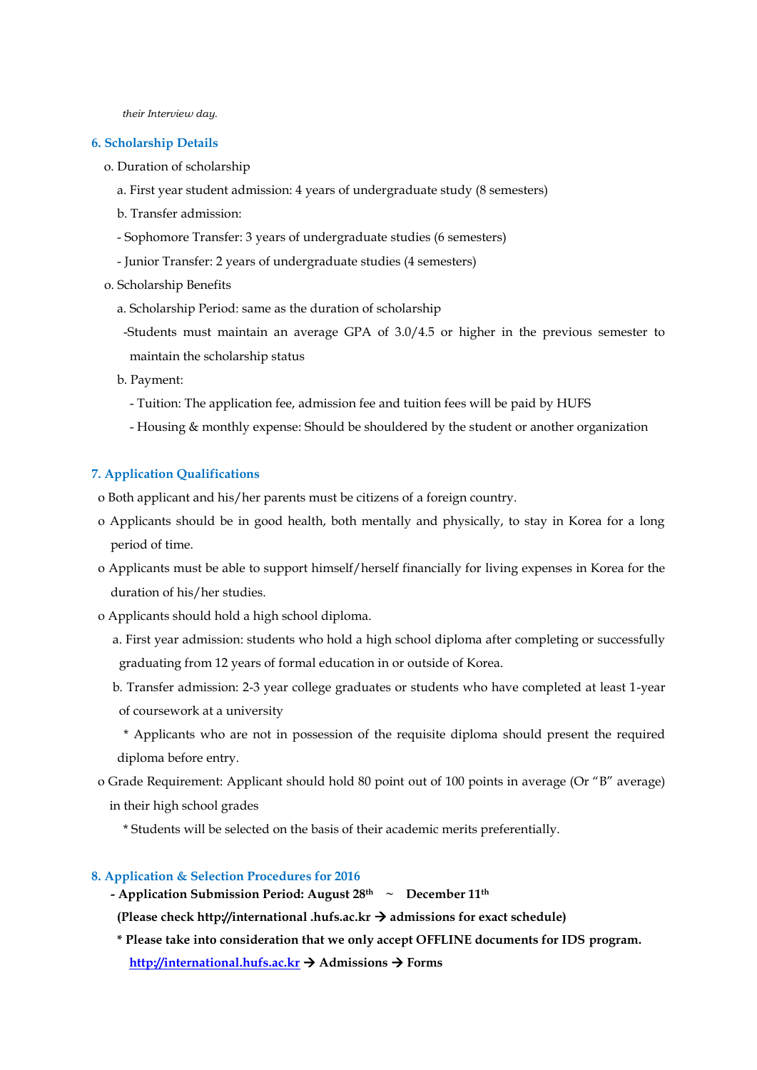*their Interview day.*

## 6. Scholarship Details

o. Duration of scholarship

a. First year student admission: 4 years of undergraduate study (8 semesters)

b. Transfer admission:

- Sophomore Transfer: 3 years of undergraduate studies (6 semesters)
- Junior Transfer: 2 years of undergraduate studies (4 semesters)

o. Scholarship Benefits

a. Scholarship Period: same as the duration of scholarship

-Students must maintain an average GPA of 3.0/4.5 or higher in the previous semester to maintain the scholarship status

b. Payment:

- Tuition: The application fee, admission fee and tuition fees will be paid by HUFS
- Housing & monthly expense: Should be shouldered by the student or another organization

## 7. Application Qualifications

o Both applicant and his/her parents must be citizens of a foreign country.

o Applicants should be in good health, both mentally and physically, to stay in Korea for a long period of time.

o Applicants must be able to support himself/herself financially for living expenses in Korea for the duration of his/her studies.

o Applicants should hold a high school diploma.

a. First year admission: students who hold a high school diploma after completing or successfully graduating from 12 years of formal education in or outside of Korea.

b. Transfer admission: 2-3 year college graduates or students who have completed at least 1-year of coursework at a university

\* Applicants who are not in possession of the requisite diploma should present the required diploma before entry.

o Grade Requirement: Applicant should hold 80 point out of 100 points in average (Or "B" average) in their high school grades

\* Students will be selected on the basis of their academic merits preferentially.

## 8. Application & Selection Procedures for 2016

**- Application Submission Period: August 28th ~ December 11th**

**(Please check http://international .hufs.ac.kr → admissions for exact schedule)**

**\* Please take into consideration that we only accept OFFLINE documents for IDS program.**

**[http://international.hufs.ac.kr](http://international.hufs.ac.kr) → Admissions → Forms**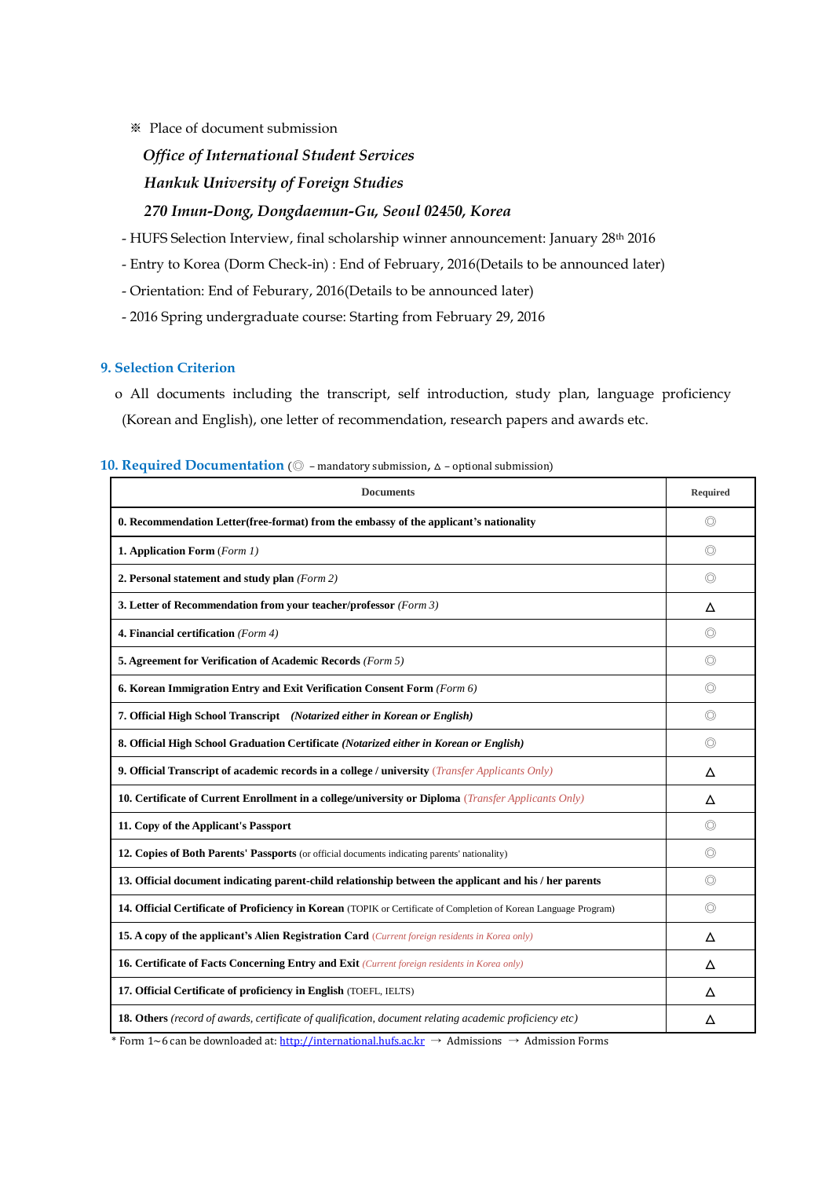※ Place of document submission

*Office of International Student Services*

*Hankuk University of Foreign Studies*

*270 Imun-Dong, Dongdaemun-Gu, Seoul 02450, Korea*

- HUFS Selection Interview, final scholarship winner announcement: January 28th 2016
- Entry to Korea (Dorm Check-in) : End of February, 2016(Details to be announced later)
- Orientation: End of Feburary, 2016(Details to be announced later)
- 2016 Spring undergraduate course: Starting from February 29, 2016

## 9. Selection Criterion

o All documents including the transcript, self introduction, study plan, language proficiency (Korean and English), one letter of recommendation, research papers and awards etc.

## 10. Required Documentation (◎ – mandatory submission, △ – optional submission)

| Documents | Required |
|---|---|
| **0. Recommendation Letter(free-format) from the embassy of the applicant's nationality** | ◎ |
| **1. Application Form** *(Form 1)* | ◎ |
| **2. Personal statement and study plan** *(Form 2)* | ◎ |
| **3. Letter of Recommendation from your teacher/professor** *(Form 3)* | △ |
| **4. Financial certification** *(Form 4)* | ◎ |
| **5. Agreement for Verification of Academic Records** *(Form 5)* | ◎ |
| **6. Korean Immigration Entry and Exit Verification Consent Form** *(Form 6)* | ◎ |
| **7. Official High School Transcript** ***(Notarized either in Korean or English)*** | ◎ |
| **8. Official High School Graduation Certificate** ***(Notarized either in Korean or English)*** | ◎ |
| **9. Official Transcript of academic records in a college / university** *(Transfer Applicants Only)* | △ |
| **10. Certificate of Current Enrollment in a college/university or Diploma** *(Transfer Applicants Only)* | △ |
| **11. Copy of the Applicant's Passport** | ◎ |
| **12. Copies of Both Parents' Passports** (or official documents indicating parents' nationality) | ◎ |
| **13. Official document indicating parent-child relationship between the applicant and his / her parents** | ◎ |
| **14. Official Certificate of Proficiency in Korean** (TOPIK or Certificate of Completion of Korean Language Program) | ◎ |
| **15. A copy of the applicant's Alien Registration Card** *(Current foreign residents in Korea only)* | △ |
| **16. Certificate of Facts Concerning Entry and Exit** *(Current foreign residents in Korea only)* | △ |
| **17. Official Certificate of proficiency in English** (TOEFL, IELTS) | △ |
| **18. Others** *(record of awards, certificate of qualification, document relating academic proficiency etc)* | △ |

* Form 1~6 can be downloaded at: http://international.hufs.ac.kr → Admissions → Admission Forms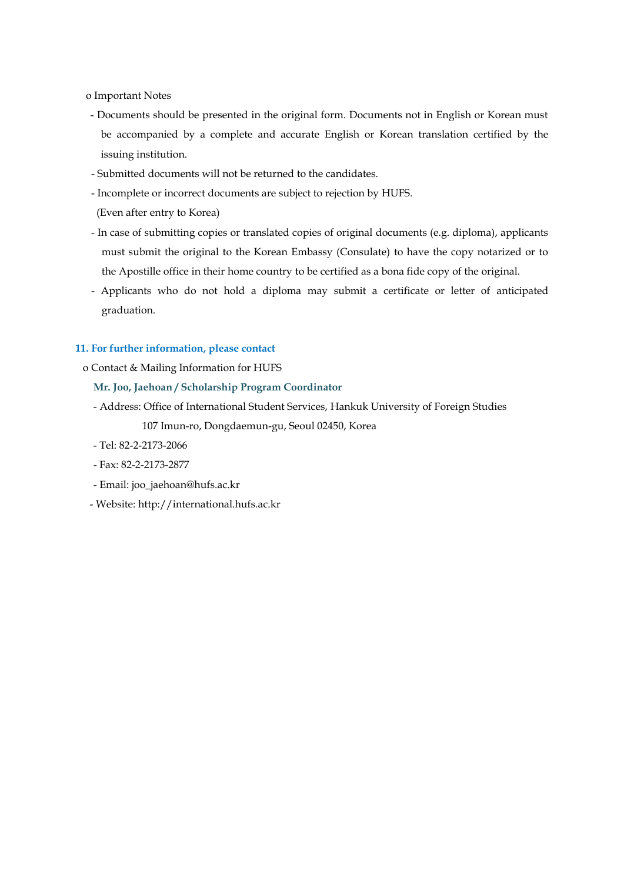o Important Notes

- Documents should be presented in the original form. Documents not in English or Korean must be accompanied by a complete and accurate English or Korean translation certified by the issuing institution.
- Submitted documents will not be returned to the candidates.
- Incomplete or incorrect documents are subject to rejection by HUFS. (Even after entry to Korea)
- In case of submitting copies or translated copies of original documents (e.g. diploma), applicants must submit the original to the Korean Embassy (Consulate) to have the copy notarized or to the Apostille office in their home country to be certified as a bona fide copy of the original.
- Applicants who do not hold a diploma may submit a certificate or letter of anticipated graduation.

## 11. For further information, please contact

o Contact & Mailing Information for HUFS

**Mr. Joo, Jaehoan / Scholarship Program Coordinator**

- Address: Office of International Student Services, Hankuk University of Foreign Studies
  107 Imun-ro, Dongdaemun-gu, Seoul 02450, Korea
- Tel: 82-2-2173-2066
- Fax: 82-2-2173-2877
- Email: joo_jaehoan@hufs.ac.kr
- Website: http://international.hufs.ac.kr